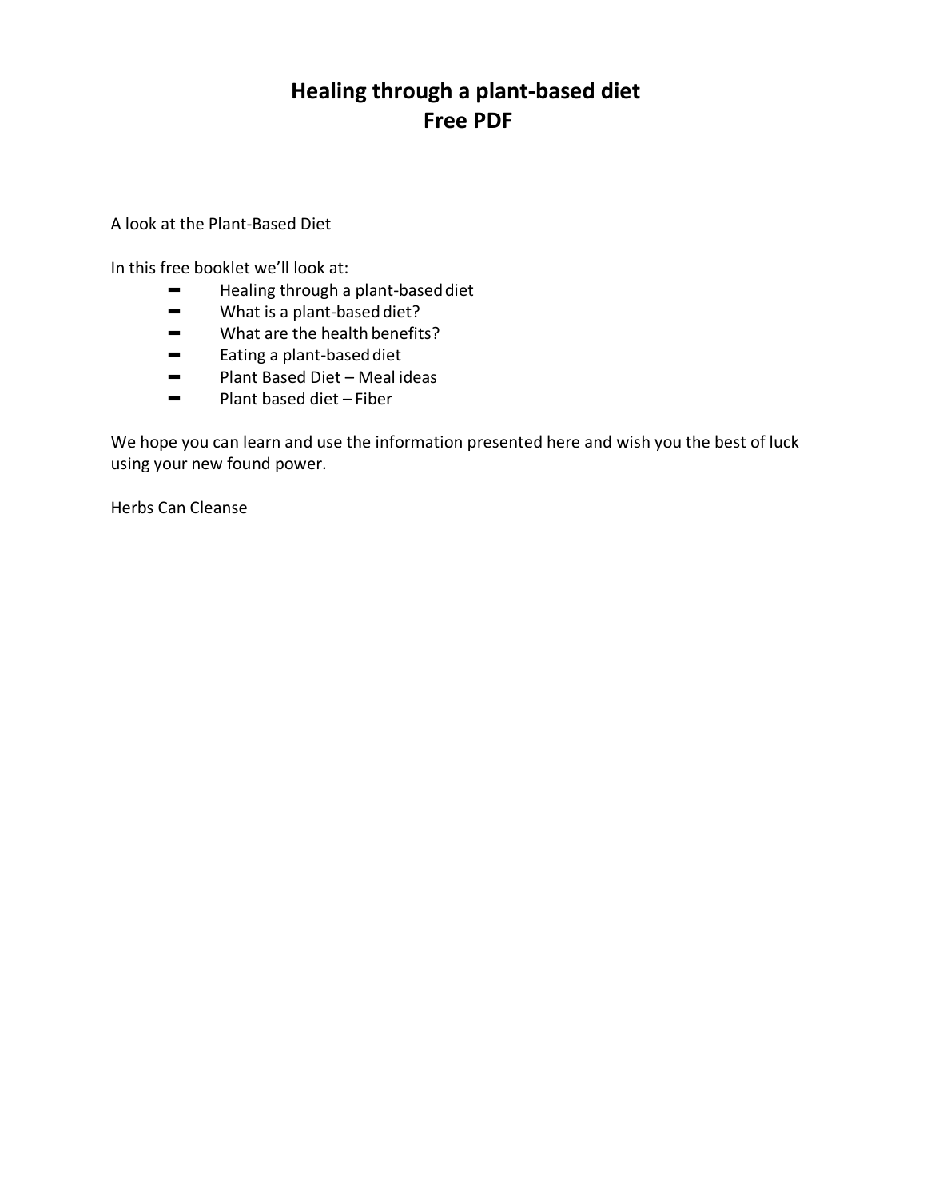# Healing through a plant-based diet
# Free PDF

A look at the Plant-Based Diet

In this free booklet we'll look at:

- Healing through a plant-based diet
- What is a plant-based diet?
- What are the health benefits?
- Eating a plant-based diet
- Plant Based Diet – Meal ideas
- Plant based diet – Fiber

We hope you can learn and use the information presented here and wish you the best of luck using your new found power.

Herbs Can Cleanse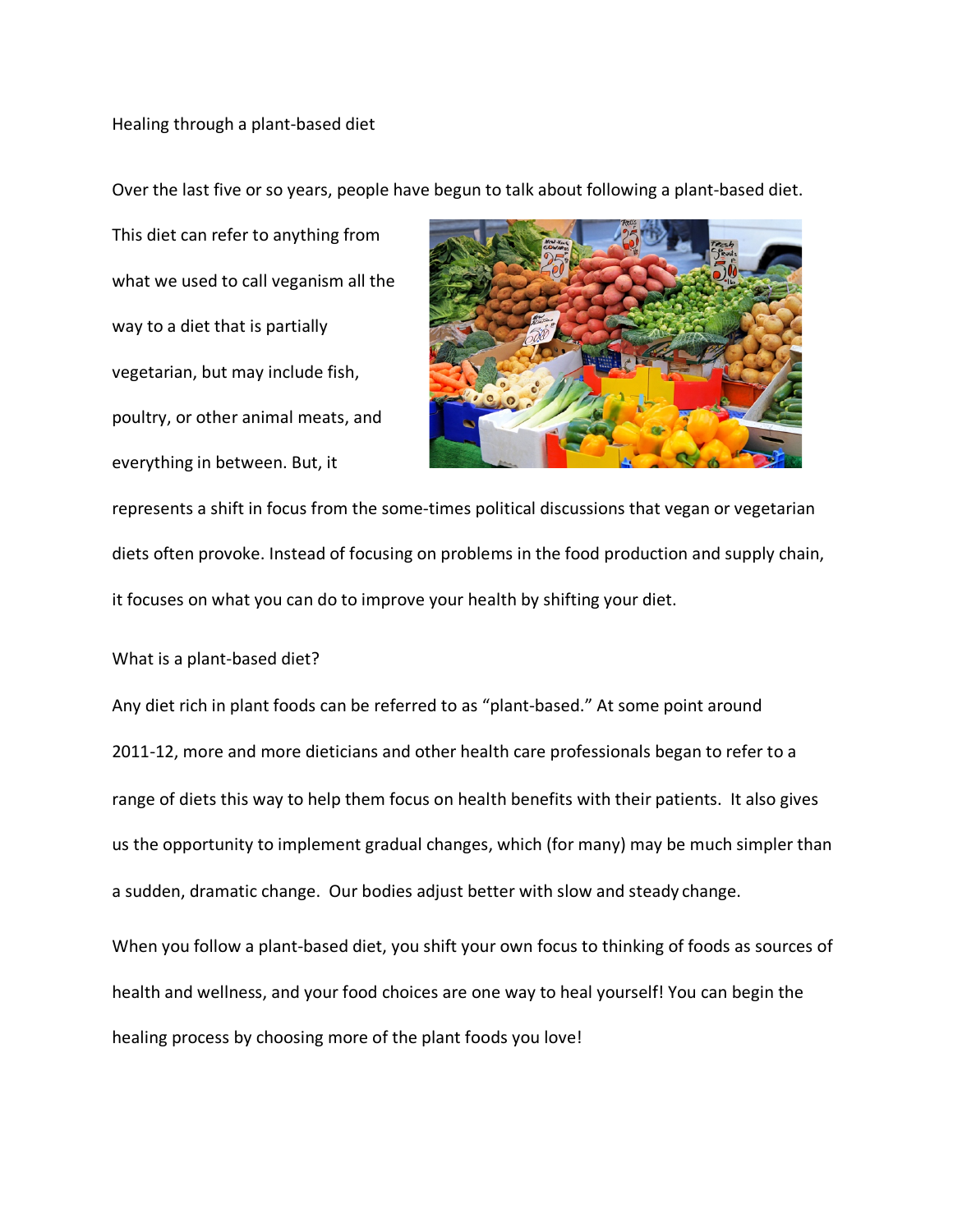# Healing through a plant-based diet

Over the last five or so years, people have begun to talk about following a plant-based diet. This diet can refer to anything from what we used to call veganism all the way to a diet that is partially vegetarian, but may include fish, poultry, or other animal meats, and everything in between. But, it represents a shift in focus from the some-times political discussions that vegan or vegetarian diets often provoke. Instead of focusing on problems in the food production and supply chain, it focuses on what you can do to improve your health by shifting your diet.

## What is a plant-based diet?

Any diet rich in plant foods can be referred to as "plant-based." At some point around 2011-12, more and more dieticians and other health care professionals began to refer to a range of diets this way to help them focus on health benefits with their patients. It also gives us the opportunity to implement gradual changes, which (for many) may be much simpler than a sudden, dramatic change. Our bodies adjust better with slow and steady change.

When you follow a plant-based diet, you shift your own focus to thinking of foods as sources of health and wellness, and your food choices are one way to heal yourself! You can begin the healing process by choosing more of the plant foods you love!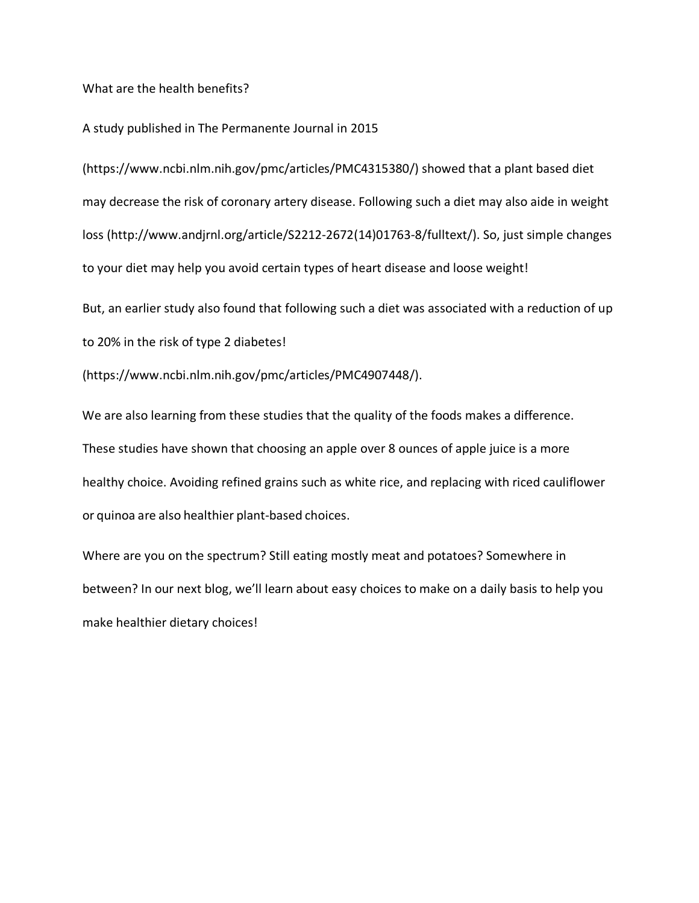What are the health benefits?

A study published in The Permanente Journal in 2015 (https://www.ncbi.nlm.nih.gov/pmc/articles/PMC4315380/) showed that a plant based diet may decrease the risk of coronary artery disease. Following such a diet may also aide in weight loss (http://www.andjrnl.org/article/S2212-2672(14)01763-8/fulltext/). So, just simple changes to your diet may help you avoid certain types of heart disease and loose weight!

But, an earlier study also found that following such a diet was associated with a reduction of up to 20% in the risk of type 2 diabetes! (https://www.ncbi.nlm.nih.gov/pmc/articles/PMC4907448/).

We are also learning from these studies that the quality of the foods makes a difference. These studies have shown that choosing an apple over 8 ounces of apple juice is a more healthy choice. Avoiding refined grains such as white rice, and replacing with riced cauliflower or quinoa are also healthier plant-based choices.

Where are you on the spectrum? Still eating mostly meat and potatoes? Somewhere in between? In our next blog, we'll learn about easy choices to make on a daily basis to help you make healthier dietary choices!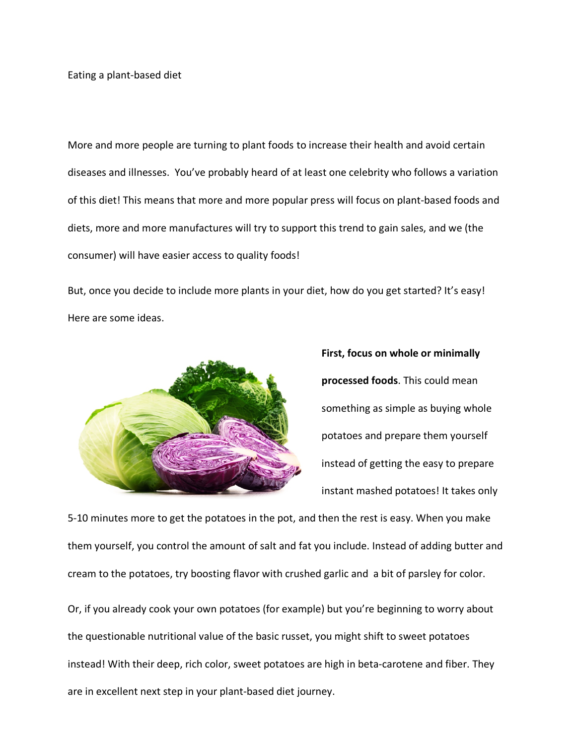Eating a plant-based diet

More and more people are turning to plant foods to increase their health and avoid certain diseases and illnesses. You've probably heard of at least one celebrity who follows a variation of this diet! This means that more and more popular press will focus on plant-based foods and diets, more and more manufactures will try to support this trend to gain sales, and we (the consumer) will have easier access to quality foods!

But, once you decide to include more plants in your diet, how do you get started? It's easy! Here are some ideas.

**First, focus on whole or minimally processed foods**. This could mean something as simple as buying whole potatoes and prepare them yourself instead of getting the easy to prepare instant mashed potatoes! It takes only 5-10 minutes more to get the potatoes in the pot, and then the rest is easy. When you make them yourself, you control the amount of salt and fat you include. Instead of adding butter and cream to the potatoes, try boosting flavor with crushed garlic and a bit of parsley for color.

Or, if you already cook your own potatoes (for example) but you're beginning to worry about the questionable nutritional value of the basic russet, you might shift to sweet potatoes instead! With their deep, rich color, sweet potatoes are high in beta-carotene and fiber. They are in excellent next step in your plant-based diet journey.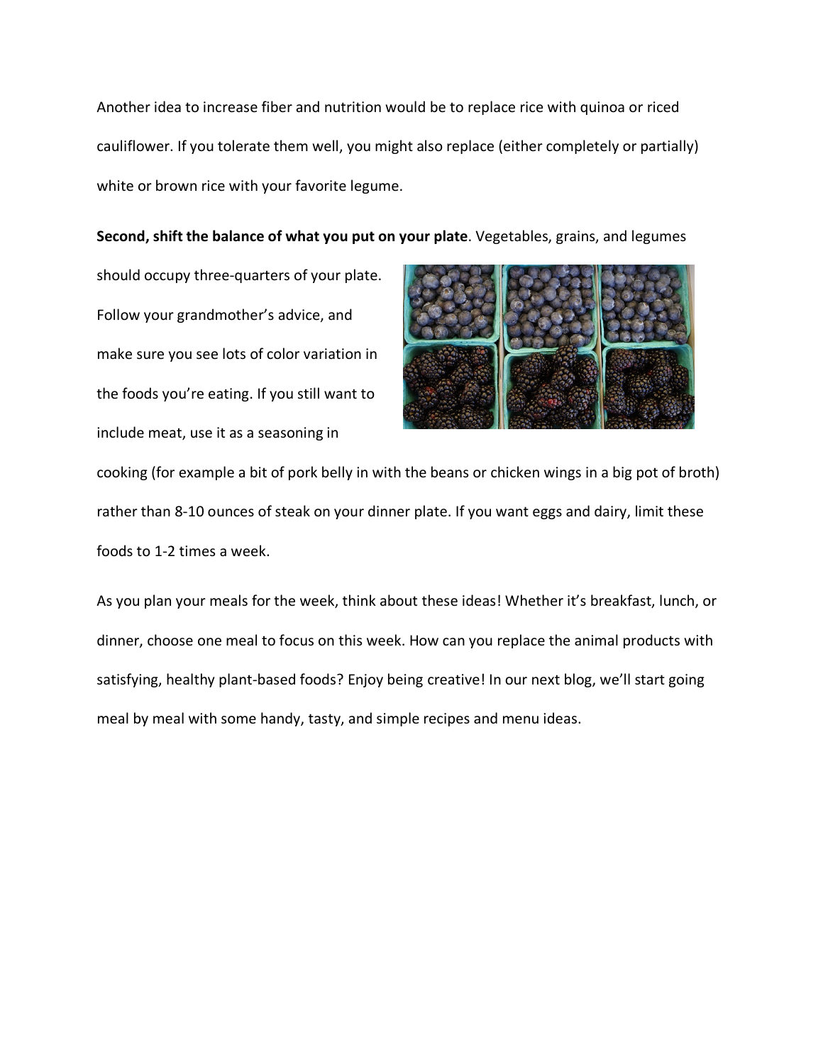Another idea to increase fiber and nutrition would be to replace rice with quinoa or riced cauliflower. If you tolerate them well, you might also replace (either completely or partially) white or brown rice with your favorite legume.

**Second, shift the balance of what you put on your plate**. Vegetables, grains, and legumes should occupy three-quarters of your plate. Follow your grandmother's advice, and make sure you see lots of color variation in the foods you're eating. If you still want to include meat, use it as a seasoning in cooking (for example a bit of pork belly in with the beans or chicken wings in a big pot of broth) rather than 8-10 ounces of steak on your dinner plate. If you want eggs and dairy, limit these foods to 1-2 times a week.

As you plan your meals for the week, think about these ideas! Whether it's breakfast, lunch, or dinner, choose one meal to focus on this week. How can you replace the animal products with satisfying, healthy plant-based foods? Enjoy being creative! In our next blog, we'll start going meal by meal with some handy, tasty, and simple recipes and menu ideas.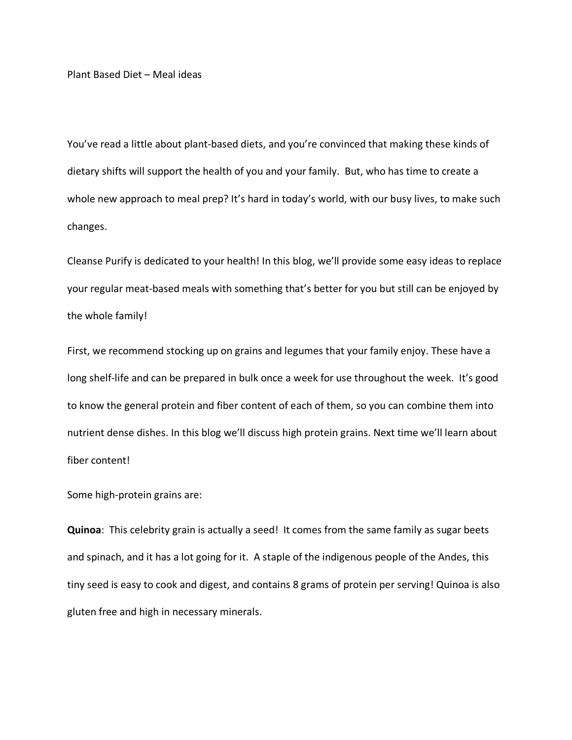Plant Based Diet – Meal ideas

You've read a little about plant-based diets, and you're convinced that making these kinds of dietary shifts will support the health of you and your family. But, who has time to create a whole new approach to meal prep? It's hard in today's world, with our busy lives, to make such changes.

Cleanse Purify is dedicated to your health! In this blog, we'll provide some easy ideas to replace your regular meat-based meals with something that's better for you but still can be enjoyed by the whole family!

First, we recommend stocking up on grains and legumes that your family enjoy. These have a long shelf-life and can be prepared in bulk once a week for use throughout the week. It's good to know the general protein and fiber content of each of them, so you can combine them into nutrient dense dishes. In this blog we'll discuss high protein grains. Next time we'll learn about fiber content!

Some high-protein grains are:

**Quinoa**: This celebrity grain is actually a seed! It comes from the same family as sugar beets and spinach, and it has a lot going for it. A staple of the indigenous people of the Andes, this tiny seed is easy to cook and digest, and contains 8 grams of protein per serving! Quinoa is also gluten free and high in necessary minerals.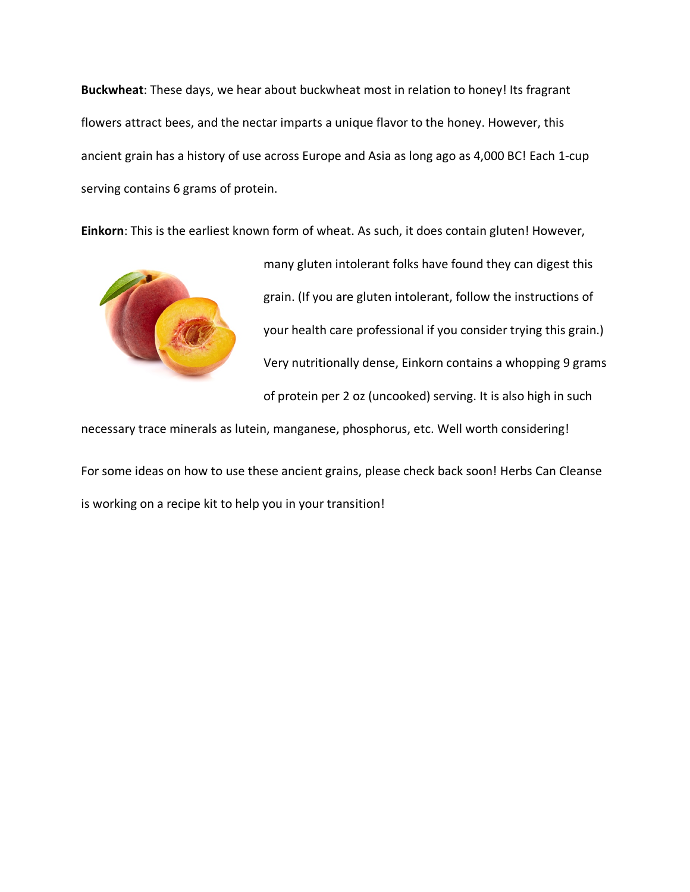**Buckwheat**: These days, we hear about buckwheat most in relation to honey! Its fragrant flowers attract bees, and the nectar imparts a unique flavor to the honey. However, this ancient grain has a history of use across Europe and Asia as long ago as 4,000 BC! Each 1-cup serving contains 6 grams of protein.

**Einkorn**: This is the earliest known form of wheat. As such, it does contain gluten! However, many gluten intolerant folks have found they can digest this grain. (If you are gluten intolerant, follow the instructions of your health care professional if you consider trying this grain.) Very nutritionally dense, Einkorn contains a whopping 9 grams of protein per 2 oz (uncooked) serving. It is also high in such necessary trace minerals as lutein, manganese, phosphorus, etc. Well worth considering!

For some ideas on how to use these ancient grains, please check back soon! Herbs Can Cleanse is working on a recipe kit to help you in your transition!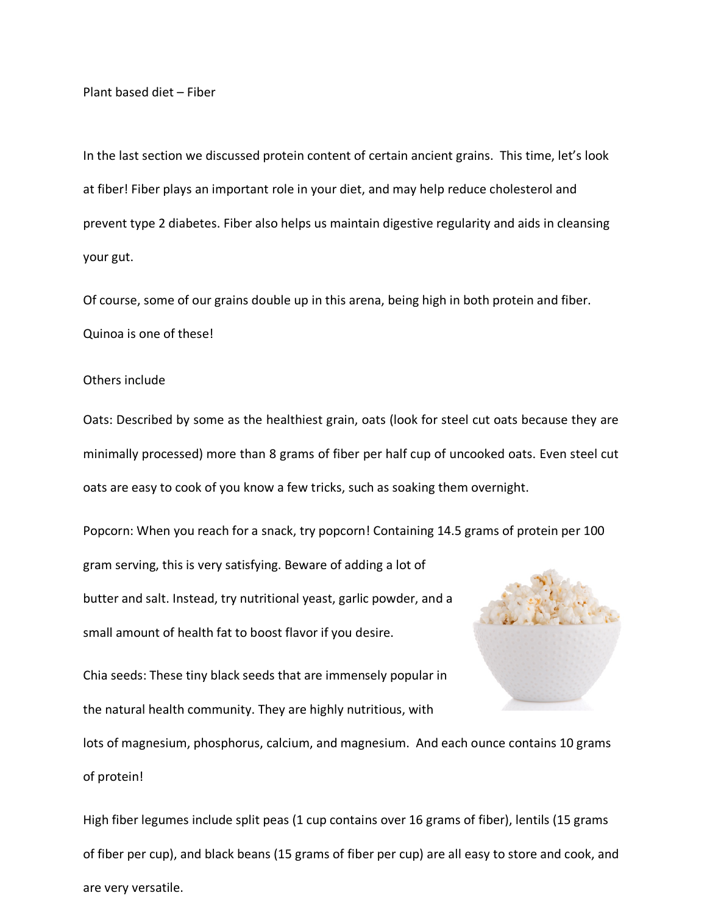Plant based diet – Fiber

In the last section we discussed protein content of certain ancient grains. This time, let's look at fiber! Fiber plays an important role in your diet, and may help reduce cholesterol and prevent type 2 diabetes. Fiber also helps us maintain digestive regularity and aids in cleansing your gut.

Of course, some of our grains double up in this arena, being high in both protein and fiber. Quinoa is one of these!

Others include

Oats: Described by some as the healthiest grain, oats (look for steel cut oats because they are minimally processed) more than 8 grams of fiber per half cup of uncooked oats. Even steel cut oats are easy to cook of you know a few tricks, such as soaking them overnight.

Popcorn: When you reach for a snack, try popcorn! Containing 14.5 grams of protein per 100 gram serving, this is very satisfying. Beware of adding a lot of butter and salt. Instead, try nutritional yeast, garlic powder, and a small amount of health fat to boost flavor if you desire.

Chia seeds: These tiny black seeds that are immensely popular in the natural health community. They are highly nutritious, with lots of magnesium, phosphorus, calcium, and magnesium. And each ounce contains 10 grams of protein!

High fiber legumes include split peas (1 cup contains over 16 grams of fiber), lentils (15 grams of fiber per cup), and black beans (15 grams of fiber per cup) are all easy to store and cook, and are very versatile.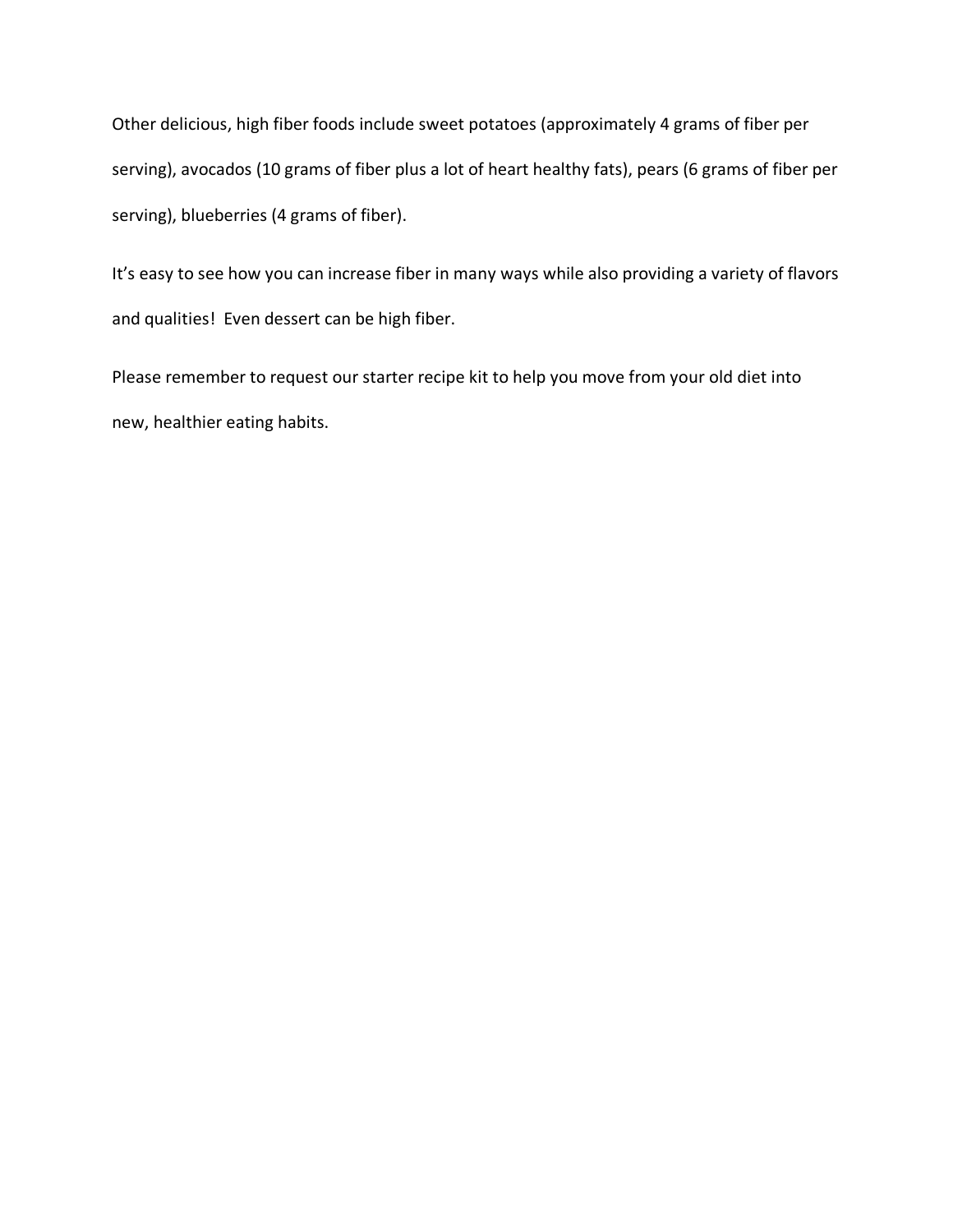Other delicious, high fiber foods include sweet potatoes (approximately 4 grams of fiber per serving), avocados (10 grams of fiber plus a lot of heart healthy fats), pears (6 grams of fiber per serving), blueberries (4 grams of fiber).

It's easy to see how you can increase fiber in many ways while also providing a variety of flavors and qualities!  Even dessert can be high fiber.

Please remember to request our starter recipe kit to help you move from your old diet into new, healthier eating habits.